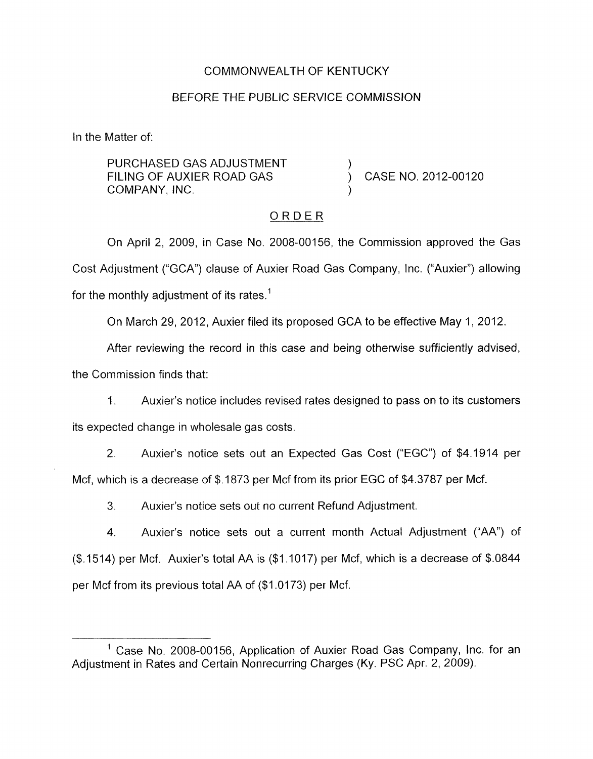COMMONWEALTH OF KENTUCKY

BEFORE THE PUBLIC SERVICE COMMISSION

In the Matter of:

PURCHASED GAS ADJUSTMENT FILING OF AUXIER ROAD GAS COMPANY, INC. ) CASE NO. 2012-00120

ORDER

On April 2, 2009, in Case No. 2008-00156, the Commission approved the Gas Cost Adjustment ("GCA") clause of Auxier Road Gas Company, Inc. ("Auxier") allowing for the monthly adjustment of its rates.[1]

On March 29, 2012, Auxier filed its proposed GCA to be effective May 1, 2012.

After reviewing the record in this case and being otherwise sufficiently advised, the Commission finds that:

1. Auxier's notice includes revised rates designed to pass on to its customers its expected change in wholesale gas costs.

2. Auxier's notice sets out an Expected Gas Cost ("EGC") of $4.1914 per Mcf, which is a decrease of $.1873 per Mcf from its prior EGC of $4.3787 per Mcf.

3. Auxier's notice sets out no current Refund Adjustment.

4. Auxier's notice sets out a current month Actual Adjustment ("AA") of ($.1514) per Mcf. Auxier's total AA is ($1.1017) per Mcf, which is a decrease of $.0844 per Mcf from its previous total AA of ($1.0173) per Mcf.

[1] Case No. 2008-00156, Application of Auxier Road Gas Company, Inc. for an Adjustment in Rates and Certain Nonrecurring Charges (Ky. PSC Apr. 2, 2009).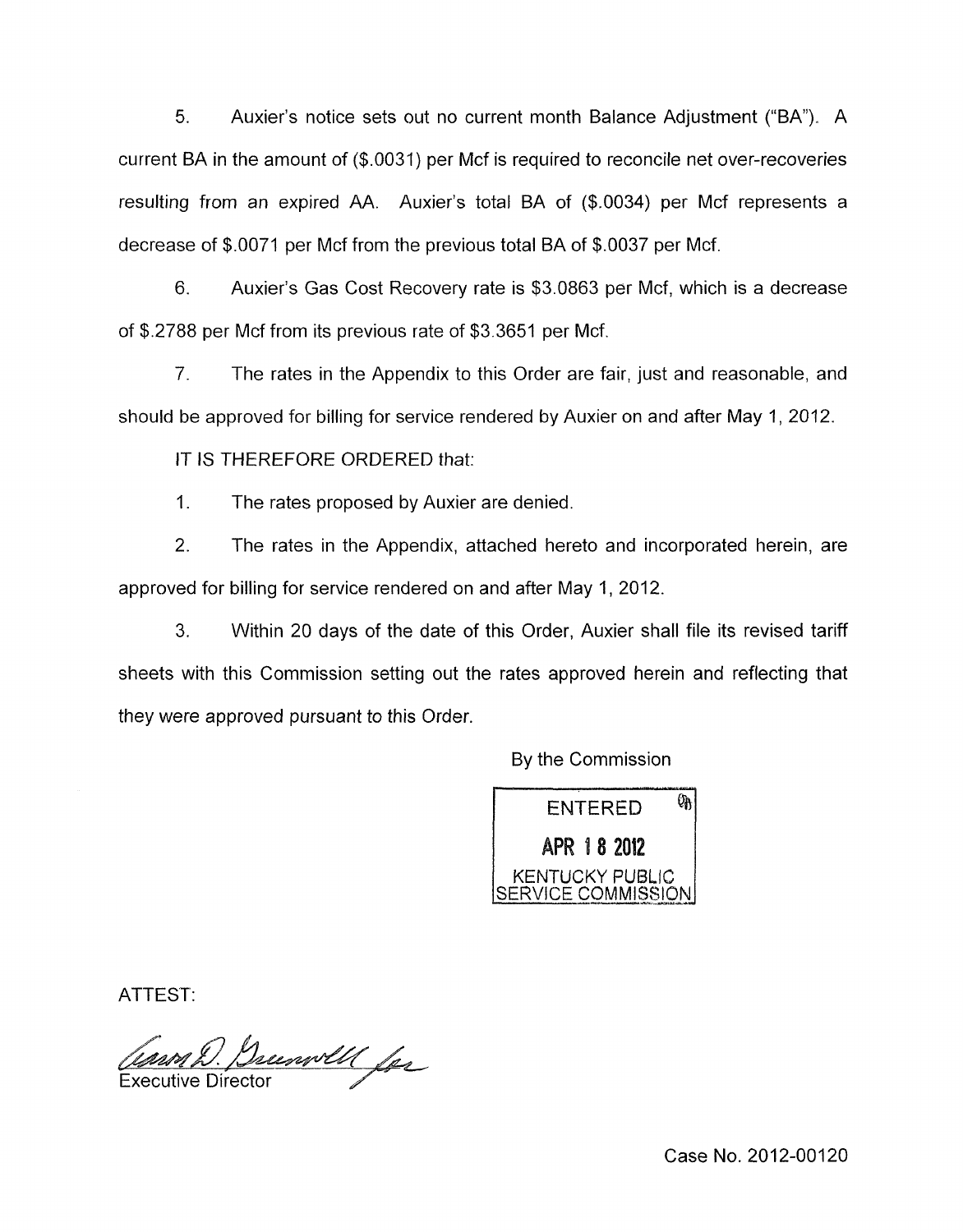5. Auxier's notice sets out no current month Balance Adjustment ("BA"). A current BA in the amount of ($.0031) per Mcf is required to reconcile net over-recoveries resulting from an expired AA. Auxier's total BA of ($.0034) per Mcf represents a decrease of $.0071 per Mcf from the previous total BA of $.0037 per Mcf.

6. Auxier's Gas Cost Recovery rate is $3.0863 per Mcf, which is a decrease of $.2788 per Mcf from its previous rate of $3.3651 per Mcf.

7. The rates in the Appendix to this Order are fair, just and reasonable, and should be approved for billing for service rendered by Auxier on and after May 1, 2012.

IT IS THEREFORE ORDERED that:

1. The rates proposed by Auxier are denied.

2. The rates in the Appendix, attached hereto and incorporated herein, are approved for billing for service rendered on and after May 1, 2012.

3. Within 20 days of the date of this Order, Auxier shall file its revised tariff sheets with this Commission setting out the rates approved herein and reflecting that they were approved pursuant to this Order.

By the Commission

ENTERED
APR 18 2012
KENTUCKY PUBLIC
SERVICE COMMISSION

ATTEST:

Executive Director

Case No. 2012-00120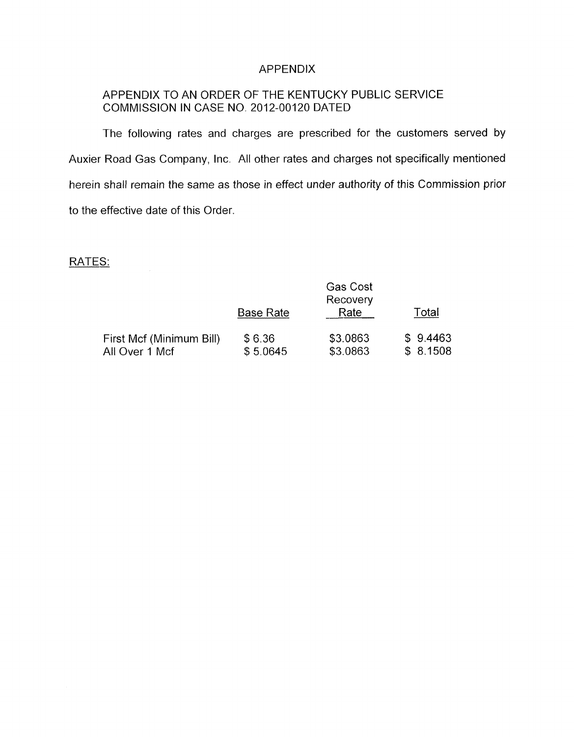# APPENDIX

APPENDIX TO AN ORDER OF THE KENTUCKY PUBLIC SERVICE COMMISSION IN CASE NO. 2012-00120 DATED

The following rates and charges are prescribed for the customers served by Auxier Road Gas Company, Inc. All other rates and charges not specifically mentioned herein shall remain the same as those in effect under authority of this Commission prior to the effective date of this Order.

RATES:

| | Base Rate | Gas Cost Recovery Rate | Total |
|---|---|---|---|
| First Mcf (Minimum Bill) | $ 6.36 | $3.0863 | $ 9.4463 |
| All Over 1 Mcf | $ 5.0645 | $3.0863 | $ 8.1508 |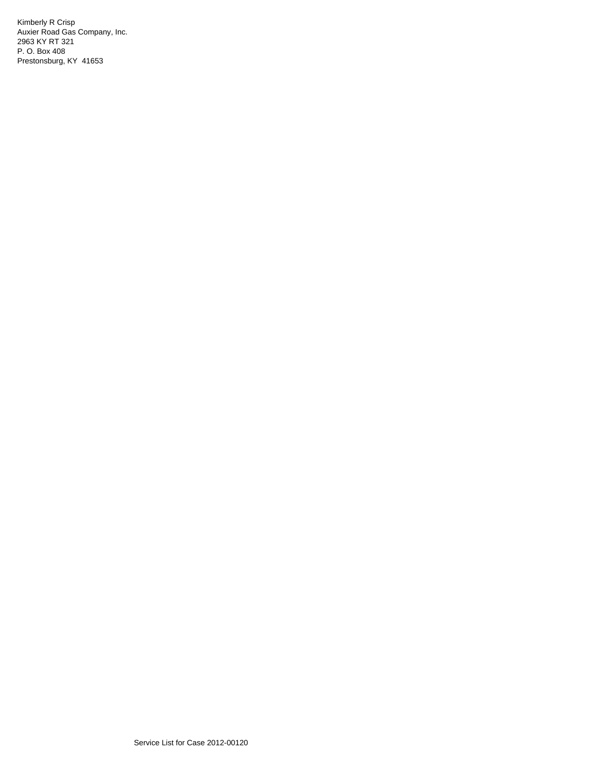Kimberly R Crisp
Auxier Road Gas Company, Inc.
2963 KY RT 321
P. O. Box 408
Prestonsburg, KY  41653